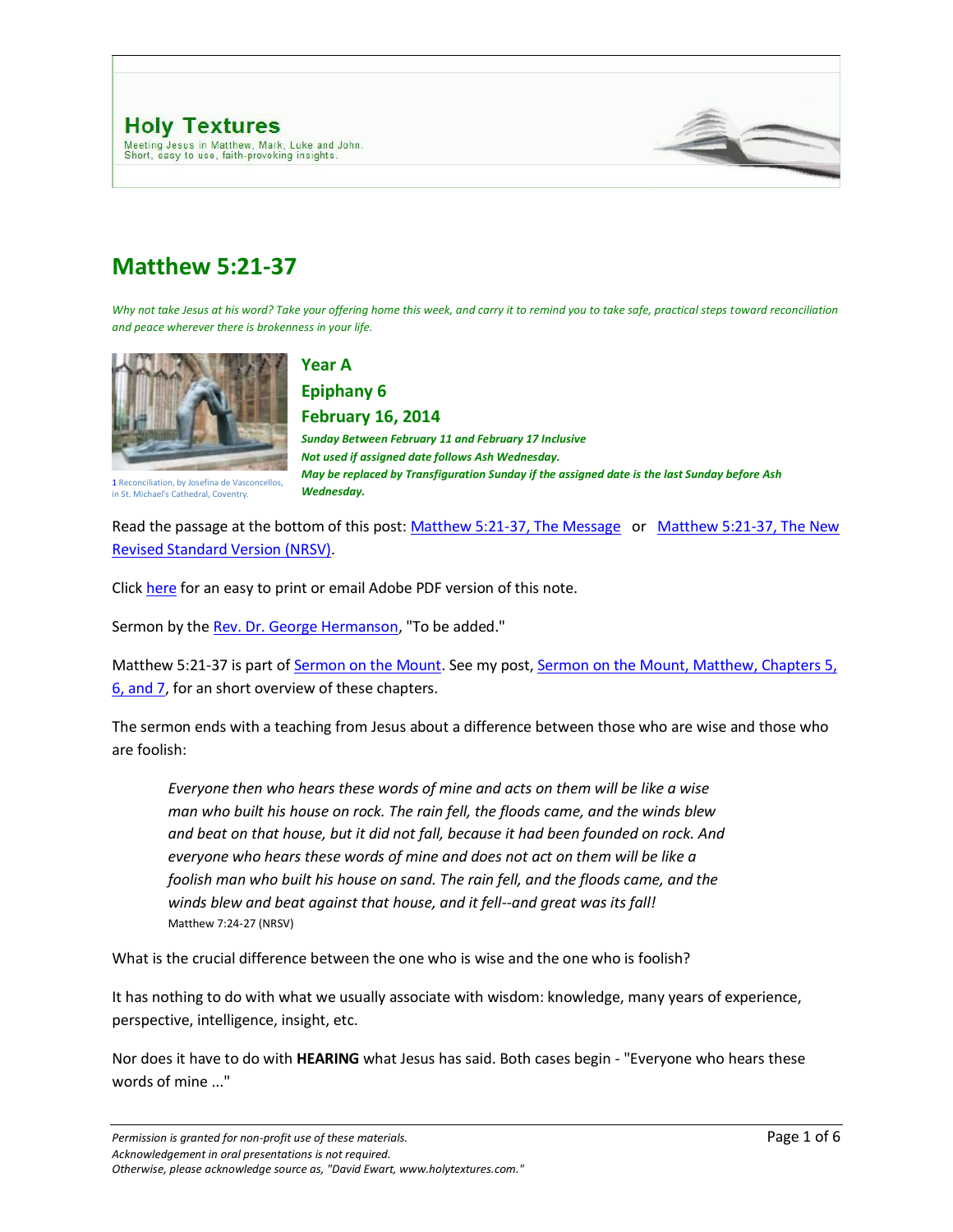# Holy Textures

Meeting Jesus in Matthew, Mark, Luke and John.
Short, easy to use, faith-provoking insights.

## Matthew 5:21-37

*Why not take Jesus at his word? Take your offering home this week, and carry it to remind you to take safe, practical steps toward reconciliation and peace wherever there is brokenness in your life.*

1 Reconciliation, by Josefina de Vasconcellos, in St. Michael's Cathedral, Coventry.

### Year A

### Epiphany 6

### February 16, 2014

***Sunday Between February 11 and February 17 Inclusive***
***Not used if assigned date follows Ash Wednesday.***
***May be replaced by Transfiguration Sunday if the assigned date is the last Sunday before Ash Wednesday.***

Read the passage at the bottom of this post: Matthew 5:21-37, The Message or Matthew 5:21-37, The New Revised Standard Version (NRSV).

Click here for an easy to print or email Adobe PDF version of this note.

Sermon by the Rev. Dr. George Hermanson, "To be added."

Matthew 5:21-37 is part of Sermon on the Mount. See my post, Sermon on the Mount, Matthew, Chapters 5, 6, and 7, for an short overview of these chapters.

The sermon ends with a teaching from Jesus about a difference between those who are wise and those who are foolish:

> *Everyone then who hears these words of mine and acts on them will be like a wise man who built his house on rock. The rain fell, the floods came, and the winds blew and beat on that house, but it did not fall, because it had been founded on rock. And everyone who hears these words of mine and does not act on them will be like a foolish man who built his house on sand. The rain fell, and the floods came, and the winds blew and beat against that house, and it fell--and great was its fall!*
> Matthew 7:24-27 (NRSV)

What is the crucial difference between the one who is wise and the one who is foolish?

It has nothing to do with what we usually associate with wisdom: knowledge, many years of experience, perspective, intelligence, insight, etc.

Nor does it have to do with **HEARING** what Jesus has said. Both cases begin - "Everyone who hears these words of mine ..."

*Permission is granted for non-profit use of these materials.*
*Acknowledgement in oral presentations is not required.*
*Otherwise, please acknowledge source as, "David Ewart, www.holytextures.com."*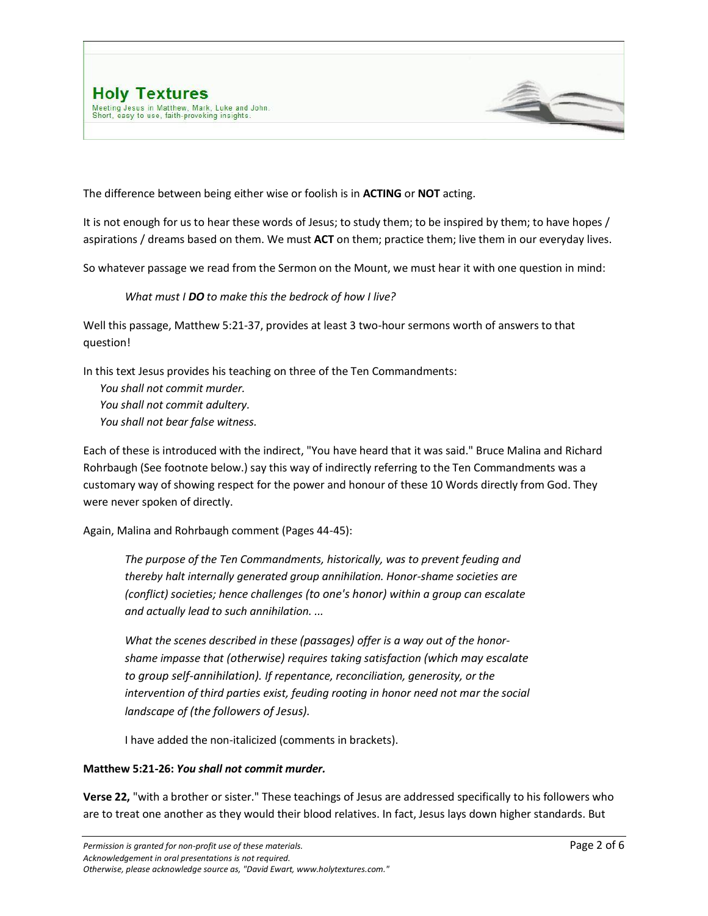The difference between being either wise or foolish is in **ACTING** or **NOT** acting.

It is not enough for us to hear these words of Jesus; to study them; to be inspired by them; to have hopes / aspirations / dreams based on them. We must **ACT** on them; practice them; live them in our everyday lives.

So whatever passage we read from the Sermon on the Mount, we must hear it with one question in mind:

> *What must I **DO** to make this the bedrock of how I live?*

Well this passage, Matthew 5:21-37, provides at least 3 two-hour sermons worth of answers to that question!

In this text Jesus provides his teaching on three of the Ten Commandments:

*You shall not commit murder.*
*You shall not commit adultery.*
*You shall not bear false witness.*

Each of these is introduced with the indirect, "You have heard that it was said." Bruce Malina and Richard Rohrbaugh (See footnote below.) say this way of indirectly referring to the Ten Commandments was a customary way of showing respect for the power and honour of these 10 Words directly from God. They were never spoken of directly.

Again, Malina and Rohrbaugh comment (Pages 44-45):

> *The purpose of the Ten Commandments, historically, was to prevent feuding and thereby halt internally generated group annihilation. Honor-shame societies are* (conflict) *societies; hence challenges* (to one's honor) *within a group can escalate and actually lead to such annihilation. ...*
>
> *What the scenes described in these* (passages) *offer is a way out of the honor-shame impasse that* (otherwise) *requires taking satisfaction* (which may escalate *to group self-annihilation). If repentance, reconciliation, generosity, or the intervention of third parties exist, feuding rooting in honor need not mar the social landscape of* (the followers of Jesus).
>
> I have added the non-italicized (comments in brackets).

**Matthew 5:21-26:** ***You shall not commit murder.***

**Verse 22,** "with a brother or sister." These teachings of Jesus are addressed specifically to his followers who are to treat one another as they would their blood relatives. In fact, Jesus lays down higher standards. But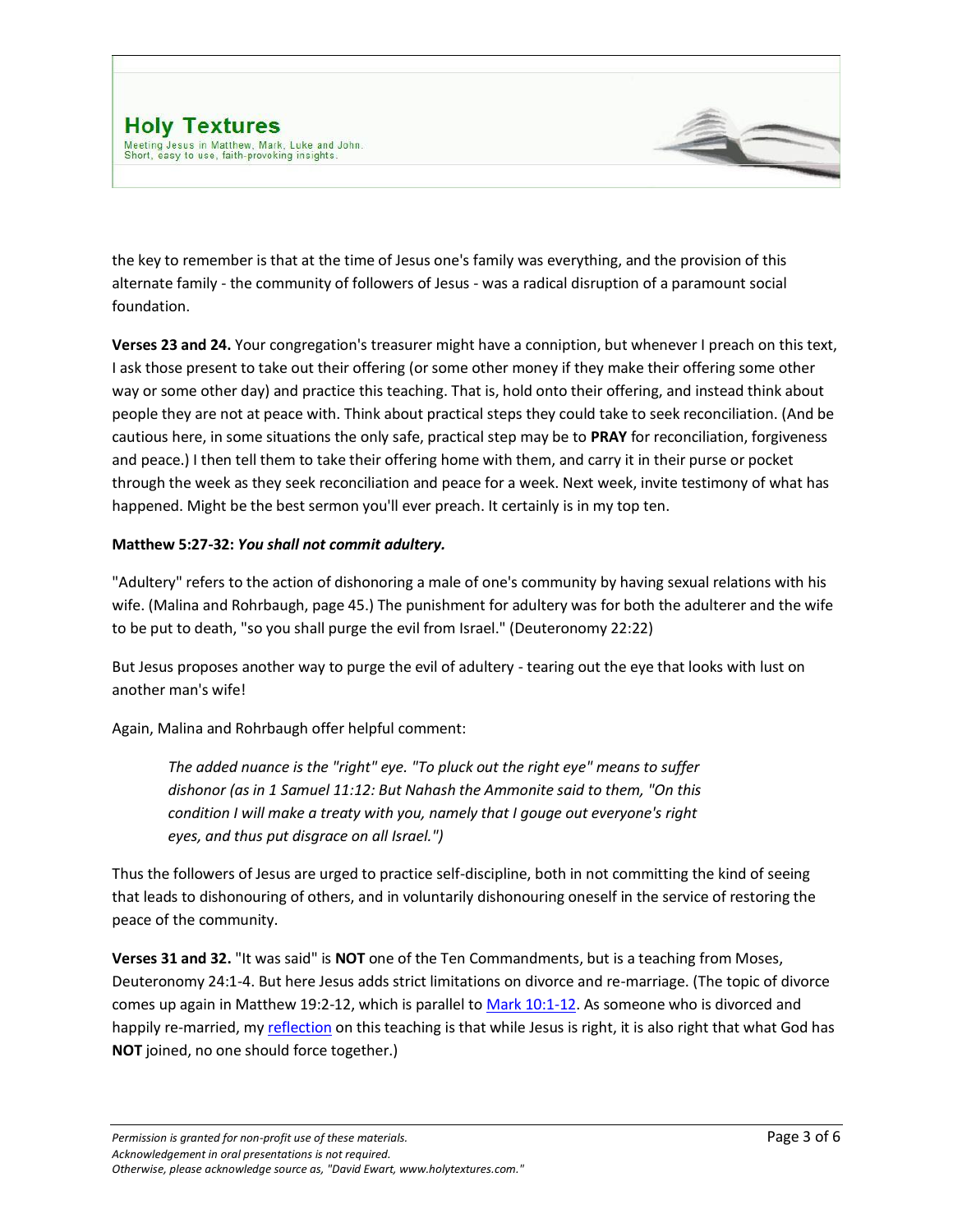the key to remember is that at the time of Jesus one's family was everything, and the provision of this alternate family - the community of followers of Jesus - was a radical disruption of a paramount social foundation.

**Verses 23 and 24.** Your congregation's treasurer might have a conniption, but whenever I preach on this text, I ask those present to take out their offering (or some other money if they make their offering some other way or some other day) and practice this teaching. That is, hold onto their offering, and instead think about people they are not at peace with. Think about practical steps they could take to seek reconciliation. (And be cautious here, in some situations the only safe, practical step may be to **PRAY** for reconciliation, forgiveness and peace.) I then tell them to take their offering home with them, and carry it in their purse or pocket through the week as they seek reconciliation and peace for a week. Next week, invite testimony of what has happened. Might be the best sermon you'll ever preach. It certainly is in my top ten.

**Matthew 5:27-32:** ***You shall not commit adultery.***

"Adultery" refers to the action of dishonoring a male of one's community by having sexual relations with his wife. (Malina and Rohrbaugh, page 45.) The punishment for adultery was for both the adulterer and the wife to be put to death, "so you shall purge the evil from Israel." (Deuteronomy 22:22)

But Jesus proposes another way to purge the evil of adultery - tearing out the eye that looks with lust on another man's wife!

Again, Malina and Rohrbaugh offer helpful comment:

> *The added nuance is the "right" eye. "To pluck out the right eye" means to suffer dishonor (as in 1 Samuel 11:12: But Nahash the Ammonite said to them, "On this condition I will make a treaty with you, namely that I gouge out everyone's right eyes, and thus put disgrace on all Israel.")*

Thus the followers of Jesus are urged to practice self-discipline, both in not committing the kind of seeing that leads to dishonouring of others, and in voluntarily dishonouring oneself in the service of restoring the peace of the community.

**Verses 31 and 32.** "It was said" is **NOT** one of the Ten Commandments, but is a teaching from Moses, Deuteronomy 24:1-4. But here Jesus adds strict limitations on divorce and re-marriage. (The topic of divorce comes up again in Matthew 19:2-12, which is parallel to Mark 10:1-12. As someone who is divorced and happily re-married, my reflection on this teaching is that while Jesus is right, it is also right that what God has **NOT** joined, no one should force together.)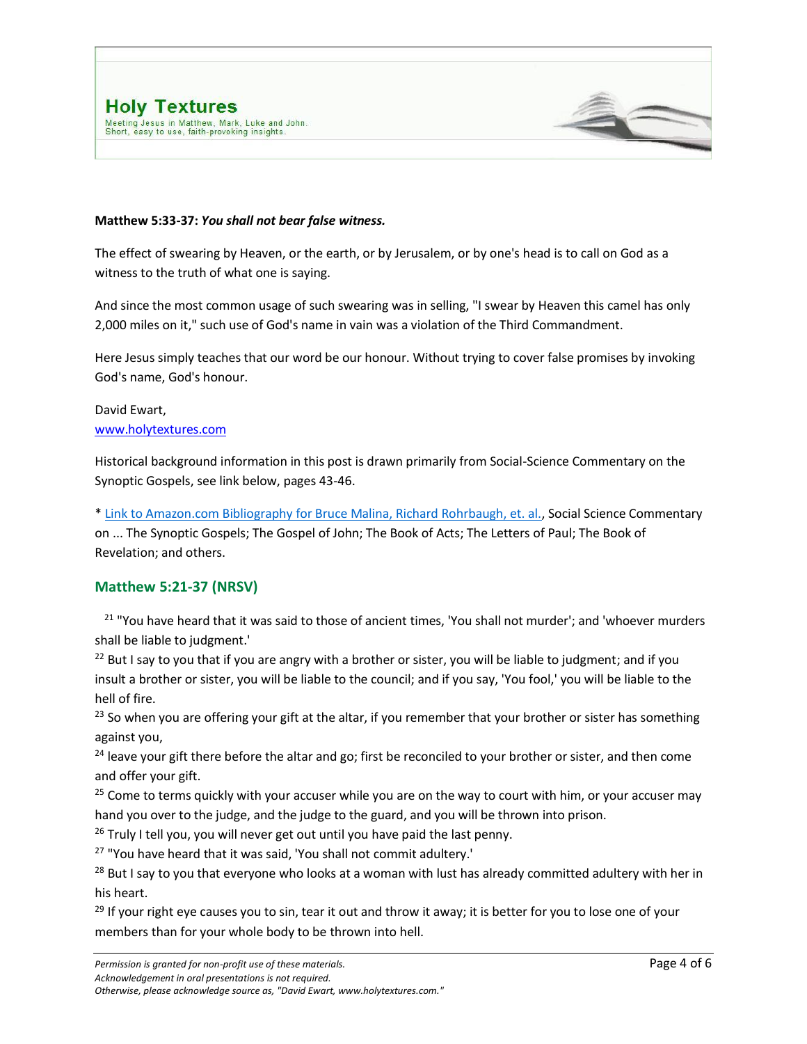**Matthew 5:33-37:** ***You shall not bear false witness.***

The effect of swearing by Heaven, or the earth, or by Jerusalem, or by one's head is to call on God as a witness to the truth of what one is saying.

And since the most common usage of such swearing was in selling, "I swear by Heaven this camel has only 2,000 miles on it," such use of God's name in vain was a violation of the Third Commandment.

Here Jesus simply teaches that our word be our honour. Without trying to cover false promises by invoking God's name, God's honour.

David Ewart,
www.holytextures.com

Historical background information in this post is drawn primarily from Social-Science Commentary on the Synoptic Gospels, see link below, pages 43-46.

* Link to Amazon.com Bibliography for Bruce Malina, Richard Rohrbaugh, et. al., Social Science Commentary on ... The Synoptic Gospels; The Gospel of John; The Book of Acts; The Letters of Paul; The Book of Revelation; and others.

## Matthew 5:21-37 (NRSV)

[21] "You have heard that it was said to those of ancient times, 'You shall not murder'; and 'whoever murders shall be liable to judgment.'
[22] But I say to you that if you are angry with a brother or sister, you will be liable to judgment; and if you insult a brother or sister, you will be liable to the council; and if you say, 'You fool,' you will be liable to the hell of fire.
[23] So when you are offering your gift at the altar, if you remember that your brother or sister has something against you,
[24] leave your gift there before the altar and go; first be reconciled to your brother or sister, and then come and offer your gift.
[25] Come to terms quickly with your accuser while you are on the way to court with him, or your accuser may hand you over to the judge, and the judge to the guard, and you will be thrown into prison.
[26] Truly I tell you, you will never get out until you have paid the last penny.
[27] "You have heard that it was said, 'You shall not commit adultery.'
[28] But I say to you that everyone who looks at a woman with lust has already committed adultery with her in his heart.
[29] If your right eye causes you to sin, tear it out and throw it away; it is better for you to lose one of your members than for your whole body to be thrown into hell.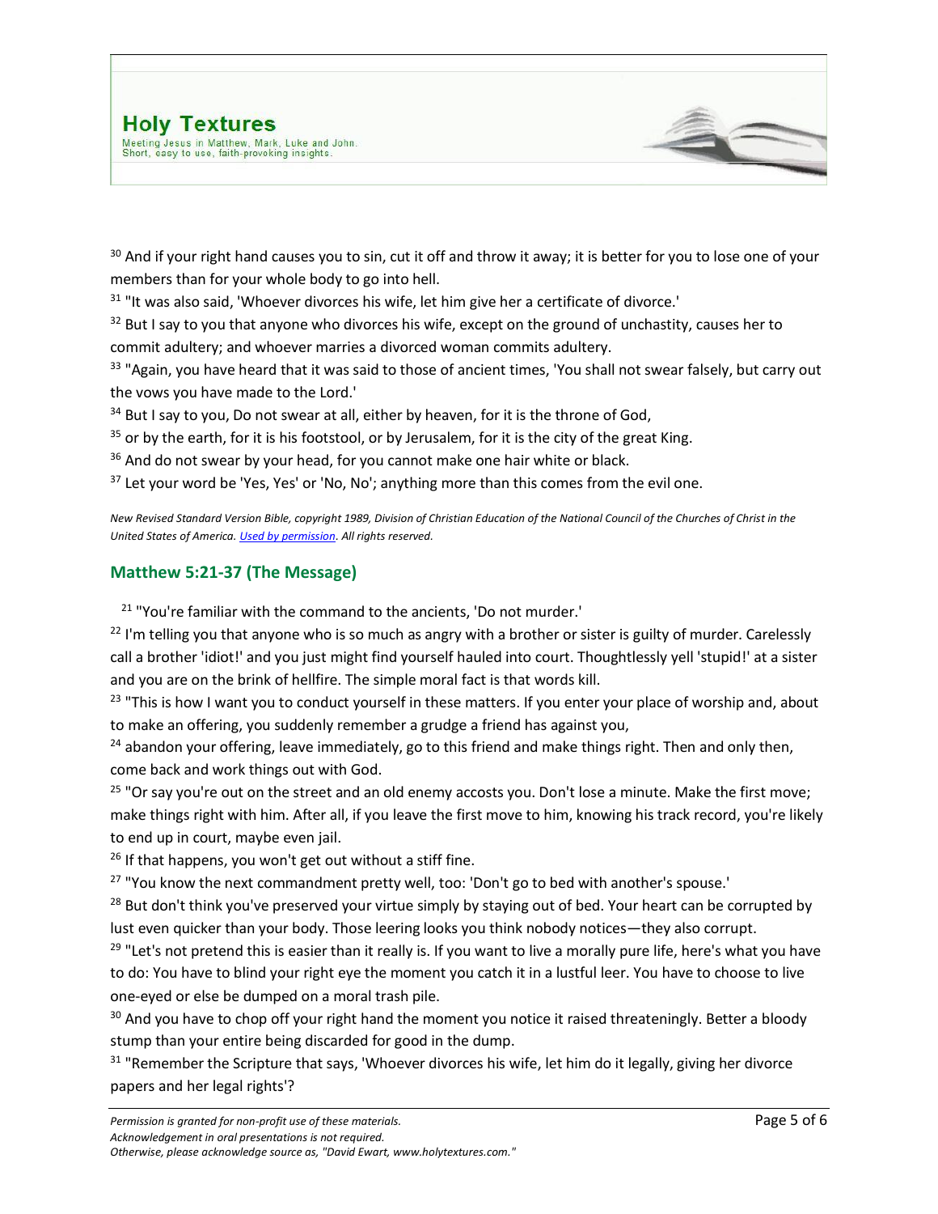[30] And if your right hand causes you to sin, cut it off and throw it away; it is better for you to lose one of your members than for your whole body to go into hell.

[31] "It was also said, 'Whoever divorces his wife, let him give her a certificate of divorce.'

[32] But I say to you that anyone who divorces his wife, except on the ground of unchastity, causes her to commit adultery; and whoever marries a divorced woman commits adultery.

[33] "Again, you have heard that it was said to those of ancient times, 'You shall not swear falsely, but carry out the vows you have made to the Lord.'

[34] But I say to you, Do not swear at all, either by heaven, for it is the throne of God,

[35] or by the earth, for it is his footstool, or by Jerusalem, for it is the city of the great King.

[36] And do not swear by your head, for you cannot make one hair white or black.

[37] Let your word be 'Yes, Yes' or 'No, No'; anything more than this comes from the evil one.

*New Revised Standard Version Bible, copyright 1989, Division of Christian Education of the National Council of the Churches of Christ in the United States of America. Used by permission. All rights reserved.*

## Matthew 5:21-37 (The Message)

[21] "You're familiar with the command to the ancients, 'Do not murder.'

[22] I'm telling you that anyone who is so much as angry with a brother or sister is guilty of murder. Carelessly call a brother 'idiot!' and you just might find yourself hauled into court. Thoughtlessly yell 'stupid!' at a sister and you are on the brink of hellfire. The simple moral fact is that words kill.

[23] "This is how I want you to conduct yourself in these matters. If you enter your place of worship and, about to make an offering, you suddenly remember a grudge a friend has against you,

[24] abandon your offering, leave immediately, go to this friend and make things right. Then and only then, come back and work things out with God.

[25] "Or say you're out on the street and an old enemy accosts you. Don't lose a minute. Make the first move; make things right with him. After all, if you leave the first move to him, knowing his track record, you're likely to end up in court, maybe even jail.

[26] If that happens, you won't get out without a stiff fine.

[27] "You know the next commandment pretty well, too: 'Don't go to bed with another's spouse.'

[28] But don't think you've preserved your virtue simply by staying out of bed. Your heart can be corrupted by lust even quicker than your body. Those leering looks you think nobody notices—they also corrupt.

[29] "Let's not pretend this is easier than it really is. If you want to live a morally pure life, here's what you have to do: You have to blind your right eye the moment you catch it in a lustful leer. You have to choose to live one-eyed or else be dumped on a moral trash pile.

[30] And you have to chop off your right hand the moment you notice it raised threateningly. Better a bloody stump than your entire being discarded for good in the dump.

[31] "Remember the Scripture that says, 'Whoever divorces his wife, let him do it legally, giving her divorce papers and her legal rights'?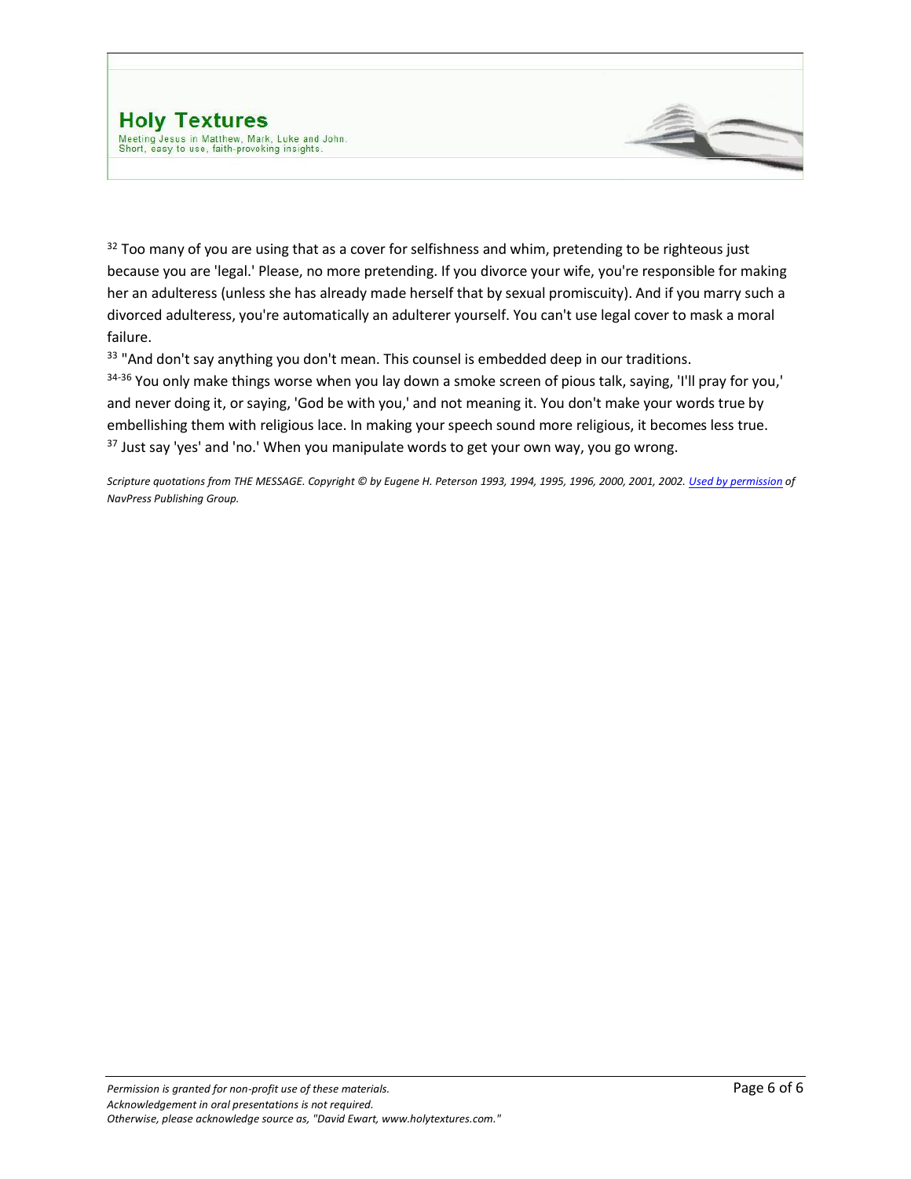[32] Too many of you are using that as a cover for selfishness and whim, pretending to be righteous just because you are 'legal.' Please, no more pretending. If you divorce your wife, you're responsible for making her an adulteress (unless she has already made herself that by sexual promiscuity). And if you marry such a divorced adulteress, you're automatically an adulterer yourself. You can't use legal cover to mask a moral failure.

[33] "And don't say anything you don't mean. This counsel is embedded deep in our traditions.

[34-36] You only make things worse when you lay down a smoke screen of pious talk, saying, 'I'll pray for you,' and never doing it, or saying, 'God be with you,' and not meaning it. You don't make your words true by embellishing them with religious lace. In making your speech sound more religious, it becomes less true.

[37] Just say 'yes' and 'no.' When you manipulate words to get your own way, you go wrong.

*Scripture quotations from THE MESSAGE. Copyright © by Eugene H. Peterson 1993, 1994, 1995, 1996, 2000, 2001, 2002. Used by permission of NavPress Publishing Group.*

*Permission is granted for non-profit use of these materials.*
*Acknowledgement in oral presentations is not required.*
*Otherwise, please acknowledge source as, "David Ewart, www.holytextures.com."*